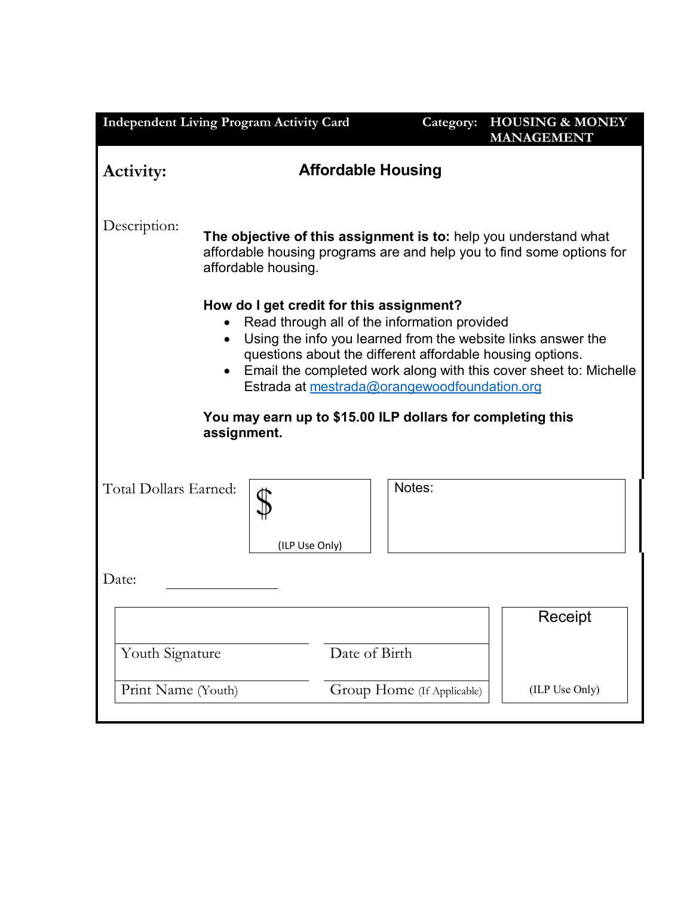**Independent Living Program Activity Card** | **Category: HOUSING & MONEY MANAGEMENT**

## Activity: Affordable Housing

Description:

**The objective of this assignment is to:** help you understand what affordable housing programs are and help you to find some options for affordable housing.

**How do I get credit for this assignment?**

- Read through all of the information provided
- Using the info you learned from the website links answer the questions about the different affordable housing options.
- Email the completed work along with this cover sheet to: Michelle Estrada at mestrada@orangewoodfoundation.org

**You may earn up to $15.00 ILP dollars for completing this assignment.**

Total Dollars Earned: $ ________ (ILP Use Only)

Notes:

Date: ________

| | | |
|---|---|---|
| Youth Signature | Date of Birth | Receipt |
| Print Name (Youth) | Group Home (If Applicable) | (ILP Use Only) |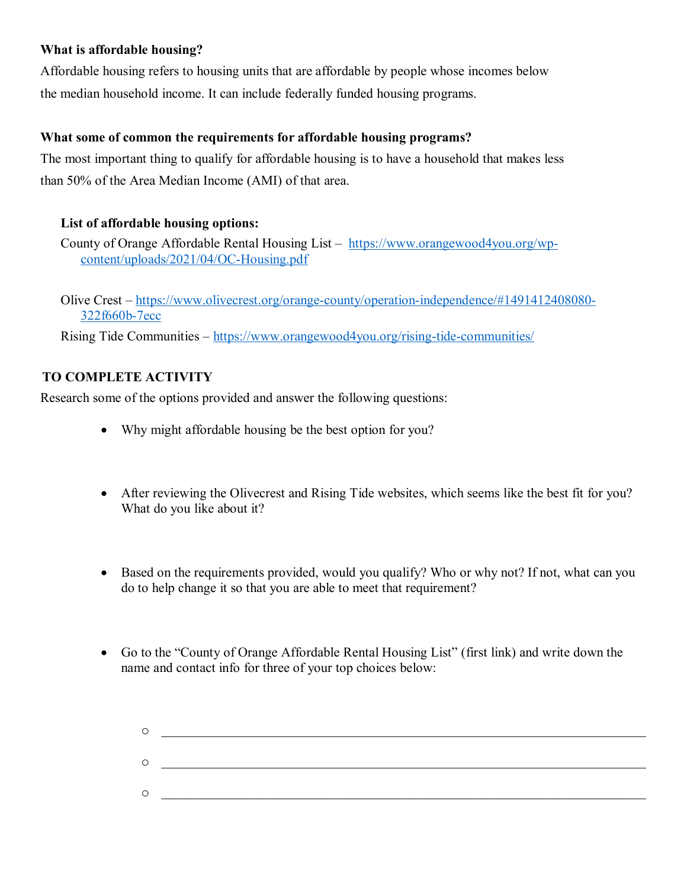**What is affordable housing?**

Affordable housing refers to housing units that are affordable by people whose incomes below the median household income. It can include federally funded housing programs.

**What some of common the requirements for affordable housing programs?**

The most important thing to qualify for affordable housing is to have a household that makes less than 50% of the Area Median Income (AMI) of that area.

**List of affordable housing options:**

County of Orange Affordable Rental Housing List – https://www.orangewood4you.org/wp-content/uploads/2021/04/OC-Housing.pdf

Olive Crest – https://www.olivecrest.org/orange-county/operation-independence/#1491412408080-322f660b-7ecc

Rising Tide Communities – https://www.orangewood4you.org/rising-tide-communities/

**TO COMPLETE ACTIVITY**

Research some of the options provided and answer the following questions:

- Why might affordable housing be the best option for you?

- After reviewing the Olivecrest and Rising Tide websites, which seems like the best fit for you? What do you like about it?

- Based on the requirements provided, would you qualify? Who or why not? If not, what can you do to help change it so that you are able to meet that requirement?

- Go to the "County of Orange Affordable Rental Housing List" (first link) and write down the name and contact info for three of your top choices below:
  - ______________________________________________
  - ______________________________________________
  - ______________________________________________